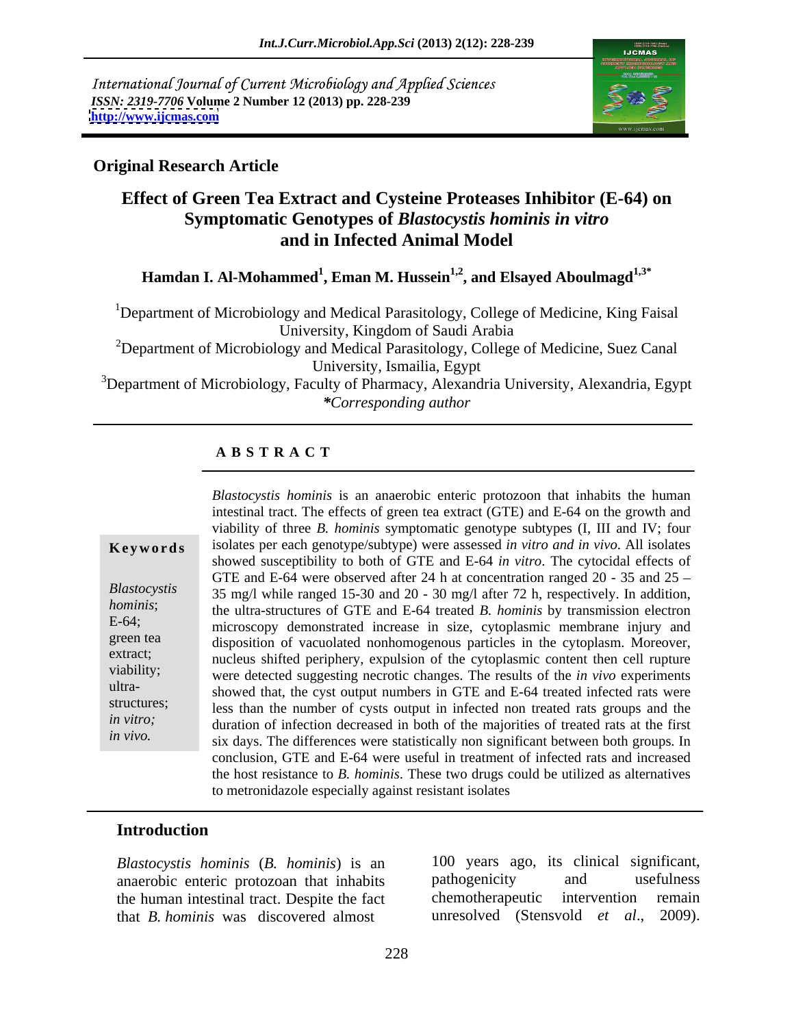International Journal of Current Microbiology and Applied Sciences
*ISSN: 2319-7706* **Volume 2 Number 12 (2013) pp. 228-239**
**http://www.ijcmas.com**

**Original Research Article**

# Effect of Green Tea Extract and Cysteine Proteases Inhibitor (E-64) on Symptomatic Genotypes of *Blastocystis hominis in vitro* and in Infected Animal Model

**Hamdan I. Al-Mohammed[1], Eman M. Hussein[1,2], and Elsayed Aboulmagd[1,3]***

[1]Department of Microbiology and Medical Parasitology, College of Medicine, King Faisal University, Kingdom of Saudi Arabia

[2]Department of Microbiology and Medical Parasitology, College of Medicine, Suez Canal University, Ismailia, Egypt

[3]Department of Microbiology, Faculty of Pharmacy, Alexandria University, Alexandria, Egypt

***Corresponding author**

## A B S T R A C T

**Keywords**

*Blastocystis hominis*; E-64; green tea extract; viability; ultra-structures; *in vitro; in vivo.*

*Blastocystis hominis* is an anaerobic enteric protozoon that inhabits the human intestinal tract. The effects of green tea extract (GTE) and E-64 on the growth and viability of three *B. hominis* symptomatic genotype subtypes (I, III and IV; four isolates per each genotype/subtype) were assessed *in vitro and in vivo*. All isolates showed susceptibility to both of GTE and E-64 *in vitro*. The cytocidal effects of GTE and E-64 were observed after 24 h at concentration ranged 20 - 35 and 25 – 35 mg/l while ranged 15-30 and 20 - 30 mg/l after 72 h, respectively. In addition, the ultra-structures of GTE and E-64 treated *B. hominis* by transmission electron microscopy demonstrated increase in size, cytoplasmic membrane injury and disposition of vacuolated nonhomogenous particles in the cytoplasm. Moreover, nucleus shifted periphery, expulsion of the cytoplasmic content then cell rupture were detected suggesting necrotic changes. The results of the *in vivo* experiments showed that, the cyst output numbers in GTE and E-64 treated infected rats were less than the number of cysts output in infected non treated rats groups and the duration of infection decreased in both of the majorities of treated rats at the first six days. The differences were statistically non significant between both groups. In conclusion, GTE and E-64 were useful in treatment of infected rats and increased the host resistance to *B. hominis*. These two drugs could be utilized as alternatives to metronidazole especially against resistant isolates

## Introduction

*Blastocystis hominis* (*B. hominis*) is an anaerobic enteric protozoan that inhabits the human intestinal tract. Despite the fact that *B. hominis* was discovered almost 100 years ago, its clinical significant, pathogenicity and usefulness chemotherapeutic intervention remain unresolved (Stensvold *et al*., 2009).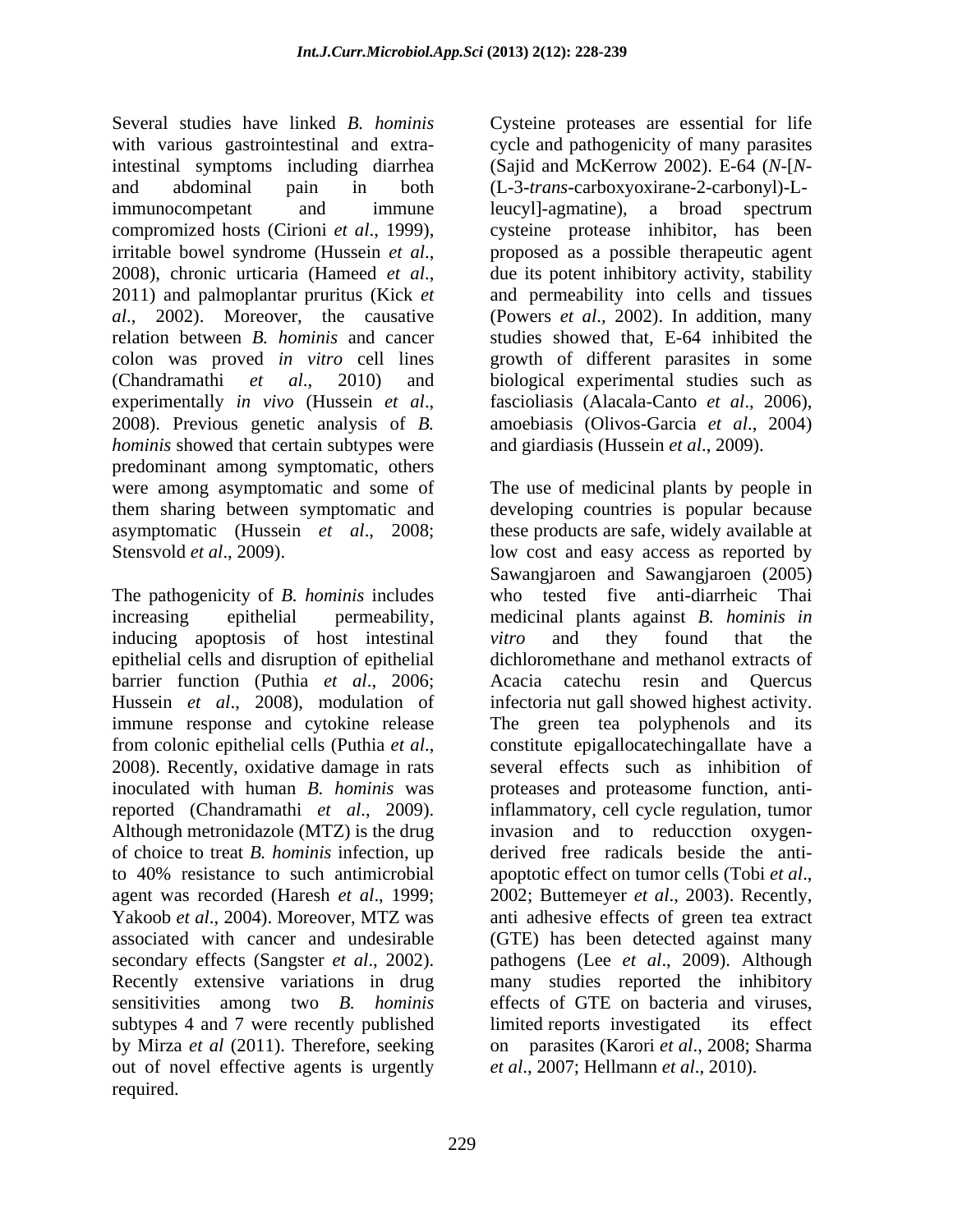Several studies have linked *B. hominis* with various gastrointestinal and extra-intestinal symptoms including diarrhea and abdominal pain in both immunocompetant and immune compromized hosts (Cirioni *et al*., 1999), irritable bowel syndrome (Hussein *et al*., 2008), chronic urticaria (Hameed *et al*., 2011) and palmoplantar pruritus (Kick *et al*., 2002). Moreover, the causative relation between *B. hominis* and cancer colon was proved *in vitro* cell lines (Chandramathi *et al*., 2010) and experimentally *in vivo* (Hussein *et al*., 2008). Previous genetic analysis of *B. hominis* showed that certain subtypes were predominant among symptomatic, others were among asymptomatic and some of them sharing between symptomatic and asymptomatic (Hussein *et al*., 2008; Stensvold *et al*., 2009).

The pathogenicity of *B. hominis* includes increasing epithelial permeability, inducing apoptosis of host intestinal epithelial cells and disruption of epithelial barrier function (Puthia *et al*., 2006; Hussein *et al*., 2008), modulation of immune response and cytokine release from colonic epithelial cells (Puthia *et al*., 2008). Recently, oxidative damage in rats inoculated with human *B. hominis* was reported (Chandramathi *et al*., 2009). Although metronidazole (MTZ) is the drug of choice to treat *B. hominis* infection, up to 40% resistance to such antimicrobial agent was recorded (Haresh *et al*., 1999; Yakoob *et al*., 2004). Moreover, MTZ was associated with cancer and undesirable secondary effects (Sangster *et al*., 2002). Recently extensive variations in drug sensitivities among two *B. hominis* subtypes 4 and 7 were recently published by Mirza *et al* (2011). Therefore, seeking out of novel effective agents is urgently required.

Cysteine proteases are essential for life cycle and pathogenicity of many parasites (Sajid and McKerrow 2002). E-64 (*N*-[*N*-(L-3-*trans*-carboxyoxirane-2-carbonyl)-L-leucyl]-agmatine), a broad spectrum cysteine protease inhibitor, has been proposed as a possible therapeutic agent due its potent inhibitory activity, stability and permeability into cells and tissues (Powers *et al*., 2002). In addition, many studies showed that, E-64 inhibited the growth of different parasites in some biological experimental studies such as fascioliasis (Alacala-Canto *et al*., 2006), amoebiasis (Olivos-Garcia *et al*., 2004) and giardiasis (Hussein *et al*., 2009).

The use of medicinal plants by people in developing countries is popular because these products are safe, widely available at low cost and easy access as reported by Sawangjaroen and Sawangjaroen (2005) who tested five anti-diarrheic Thai medicinal plants against *B. hominis in vitro* and they found that the dichloromethane and methanol extracts of Acacia catechu resin and Quercus infectoria nut gall showed highest activity. The green tea polyphenols and its constitute epigallocatechingallate have a several effects such as inhibition of proteases and proteasome function, anti-inflammatory, cell cycle regulation, tumor invasion and to reducction oxygen-derived free radicals beside the anti-apoptotic effect on tumor cells (Tobi *et al*., 2002; Buttemeyer *et al*., 2003). Recently, anti adhesive effects of green tea extract (GTE) has been detected against many pathogens (Lee *et al*., 2009). Although many studies reported the inhibitory effects of GTE on bacteria and viruses, limited reports investigated its effect on parasites (Karori *et al*., 2008; Sharma *et al*., 2007; Hellmann *et al*., 2010).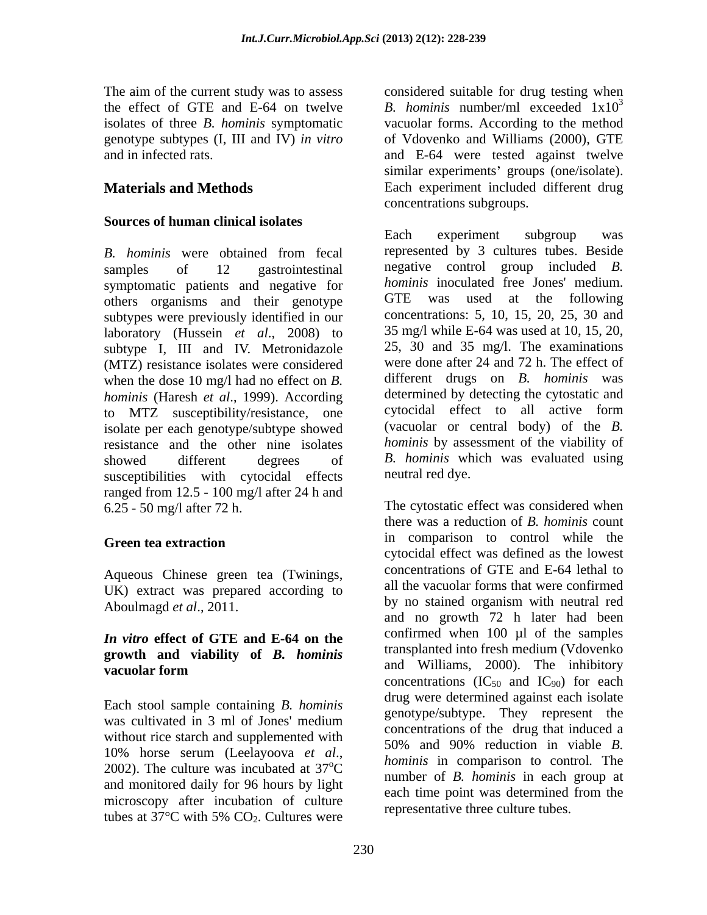The aim of the current study was to assess the effect of GTE and E-64 on twelve isolates of three *B. hominis* symptomatic genotype subtypes (I, III and IV) *in vitro* and in infected rats.

## Materials and Methods

### Sources of human clinical isolates

*B. hominis* were obtained from fecal samples of 12 gastrointestinal symptomatic patients and negative for others organisms and their genotype subtypes were previously identified in our laboratory (Hussein *et al*., 2008) to subtype I, III and IV. Metronidazole (MTZ) resistance isolates were considered when the dose 10 mg/l had no effect on *B. hominis* (Haresh *et al*., 1999). According to MTZ susceptibility/resistance, one isolate per each genotype/subtype showed resistance and the other nine isolates showed different degrees of susceptibilities with cytocidal effects ranged from 12.5 - 100 mg/l after 24 h and 6.25 - 50 mg/l after 72 h.

### Green tea extraction

Aqueous Chinese green tea (Twinings, UK) extract was prepared according to Aboulmagd *et al*., 2011.

### *In vitro* effect of GTE and E-64 on the growth and viability of *B. hominis* vacuolar form

Each stool sample containing *B. hominis* was cultivated in 3 ml of Jones' medium without rice starch and supplemented with 10% horse serum (Leelayoova *et al*., 2002). The culture was incubated at 37$^o$C and monitored daily for 96 hours by light microscopy after incubation of culture tubes at 37°C with 5% $CO_2$. Cultures were considered suitable for drug testing when *B. hominis* number/ml exceeded $1x10^3$ vacuolar forms. According to the method of Vdovenko and Williams (2000), GTE and E-64 were tested against twelve similar experiments' groups (one/isolate). Each experiment included different drug concentrations subgroups.

Each experiment subgroup was represented by 3 cultures tubes. Beside negative control group included *B. hominis* inoculated free Jones' medium. GTE was used at the following concentrations: 5, 10, 15, 20, 25, 30 and 35 mg/l while E-64 was used at 10, 15, 20, 25, 30 and 35 mg/l. The examinations were done after 24 and 72 h. The effect of different drugs on *B. hominis* was determined by detecting the cytostatic and cytocidal effect to all active form (vacuolar or central body) of the *B. hominis* by assessment of the viability of *B. hominis* which was evaluated using neutral red dye.

The cytostatic effect was considered when there was a reduction of *B. hominis* count in comparison to control while the cytocidal effect was defined as the lowest concentrations of GTE and E-64 lethal to all the vacuolar forms that were confirmed by no stained organism with neutral red and no growth 72 h later had been confirmed when 100 µl of the samples transplanted into fresh medium (Vdovenko and Williams, 2000). The inhibitory concentrations ($IC_{50}$ and $IC_{90}$) for each drug were determined against each isolate genotype/subtype. They represent the concentrations of the drug that induced a 50% and 90% reduction in viable *B. hominis* in comparison to control. The number of *B. hominis* in each group at each time point was determined from the representative three culture tubes.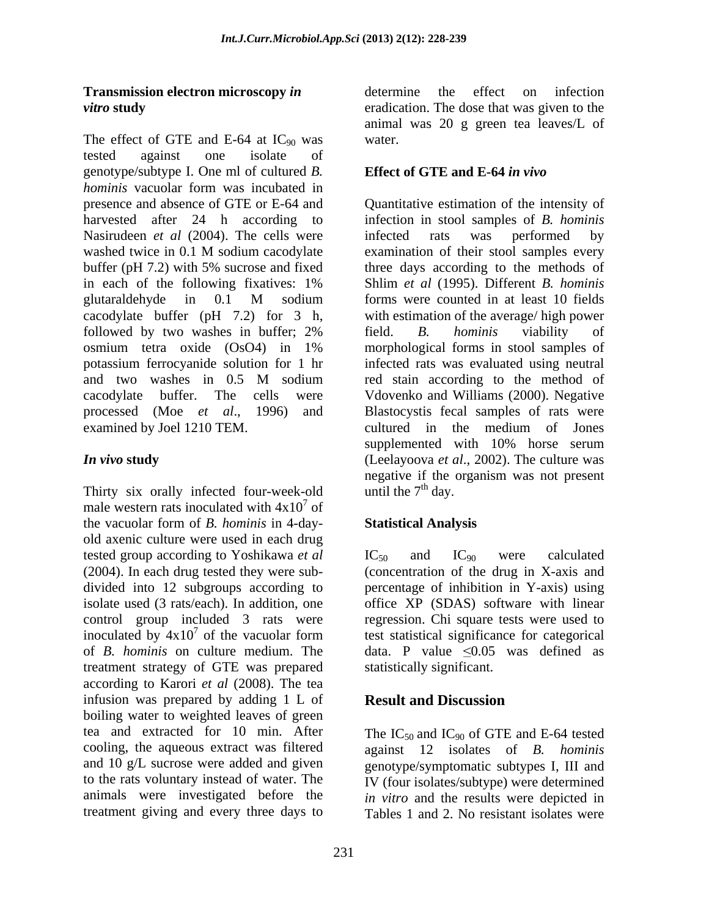### Transmission electron microscopy *in vitro* study

The effect of GTE and E-64 at $IC_{90}$ was tested against one isolate of genotype/subtype I. One ml of cultured *B. hominis* vacuolar form was incubated in presence and absence of GTE or E-64 and harvested after 24 h according to Nasirudeen *et al* (2004). The cells were washed twice in 0.1 M sodium cacodylate buffer (pH 7.2) with 5% sucrose and fixed in each of the following fixatives: 1% glutaraldehyde in 0.1 M sodium cacodylate buffer (pH 7.2) for 3 h, followed by two washes in buffer; 2% osmium tetra oxide ($OsO4$) in 1% potassium ferrocyanide solution for 1 hr and two washes in 0.5 M sodium cacodylate buffer. The cells were processed (Moe *et al*., 1996) and examined by Joel 1210 TEM.

### *In vivo* study

Thirty six orally infected four-week-old male western rats inoculated with $4x10^7$ of the vacuolar form of *B. hominis* in 4-day-old axenic culture were used in each drug tested group according to Yoshikawa *et al* (2004). In each drug tested they were sub-divided into 12 subgroups according to isolate used (3 rats/each). In addition, one control group included 3 rats were inoculated by $4x10^7$ of the vacuolar form of *B. hominis* on culture medium. The treatment strategy of GTE was prepared according to Karori *et al* (2008). The tea infusion was prepared by adding 1 L of boiling water to weighted leaves of green tea and extracted for 10 min. After cooling, the aqueous extract was filtered and 10 g/L sucrose were added and given to the rats voluntary instead of water. The animals were investigated before the treatment giving and every three days to determine the effect on infection eradication. The dose that was given to the animal was 20 g green tea leaves/L of water.

### Effect of GTE and E-64 *in vivo*

Quantitative estimation of the intensity of infection in stool samples of *B. hominis* infected rats was performed by examination of their stool samples every three days according to the methods of Shlim *et al* (1995). Different *B. hominis* forms were counted in at least 10 fields with estimation of the average/ high power field. *B. hominis* viability of morphological forms in stool samples of infected rats was evaluated using neutral red stain according to the method of Vdovenko and Williams (2000). Negative Blastocystis fecal samples of rats were cultured in the medium of Jones supplemented with 10% horse serum (Leelayoova *et al*., 2002). The culture was negative if the organism was not present until the $7^{th}$ day.

### Statistical Analysis

$IC_{50}$ and $IC_{90}$ were calculated (concentration of the drug in X-axis and percentage of inhibition in Y-axis) using office XP (SDAS) software with linear regression. Chi square tests were used to test statistical significance for categorical data. P value $\leq 0.05$ was defined as statistically significant.

## Result and Discussion

The $IC_{50}$ and $IC_{90}$ of GTE and E-64 tested against 12 isolates of *B. hominis* genotype/symptomatic subtypes I, III and IV (four isolates/subtype) were determined *in vitro* and the results were depicted in Tables 1 and 2. No resistant isolates were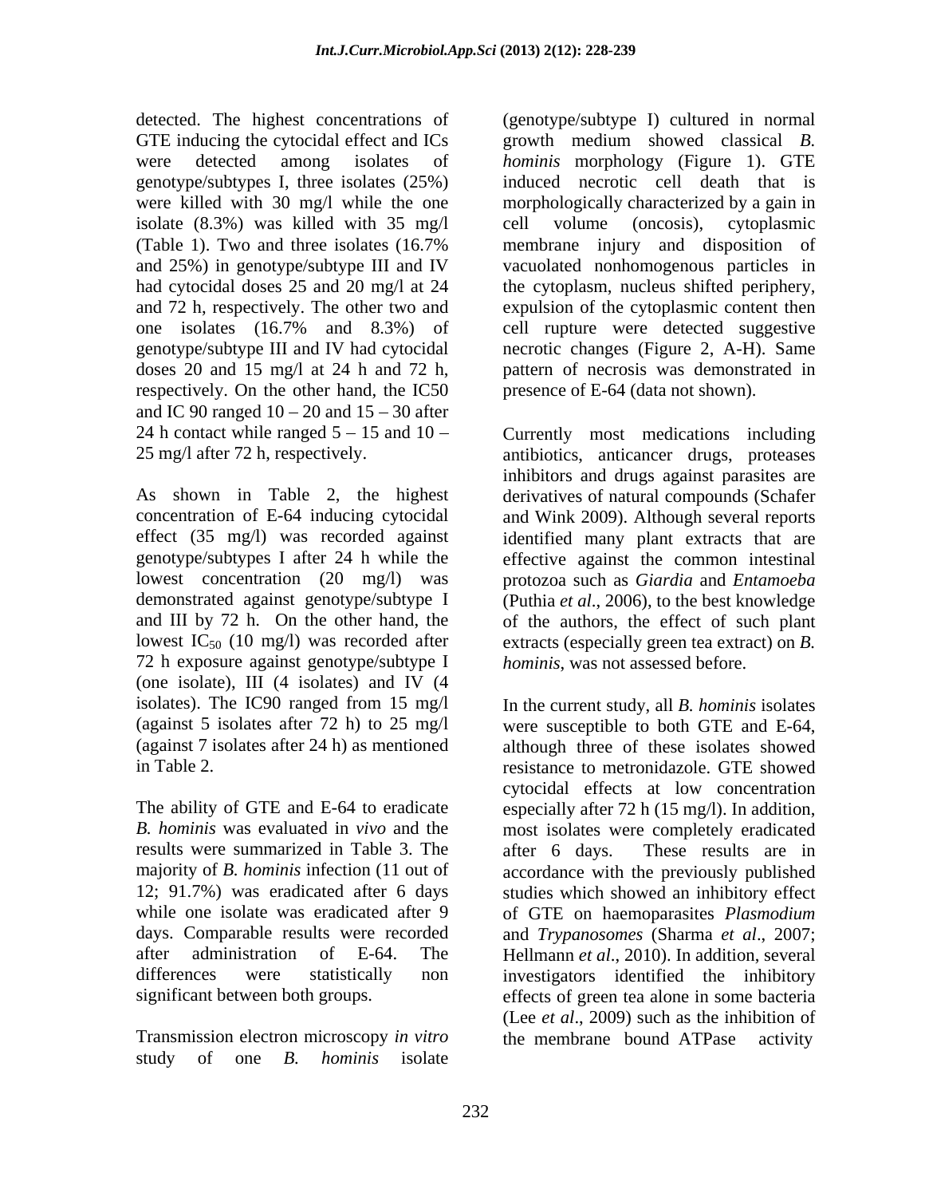detected. The highest concentrations of GTE inducing the cytocidal effect and ICs were detected among isolates of genotype/subtypes I, three isolates (25%) were killed with 30 mg/l while the one isolate (8.3%) was killed with 35 mg/l (Table 1). Two and three isolates (16.7% and 25%) in genotype/subtype III and IV had cytocidal doses 25 and 20 mg/l at 24 and 72 h, respectively. The other two and one isolates (16.7% and 8.3%) of genotype/subtype III and IV had cytocidal doses 20 and 15 mg/l at 24 h and 72 h, respectively. On the other hand, the IC50 and IC 90 ranged 10 – 20 and 15 – 30 after 24 h contact while ranged 5 – 15 and 10 – 25 mg/l after 72 h, respectively.

As shown in Table 2, the highest concentration of E-64 inducing cytocidal effect (35 mg/l) was recorded against genotype/subtypes I after 24 h while the lowest concentration (20 mg/l) was demonstrated against genotype/subtype I and III by 72 h. On the other hand, the lowest $IC_{50}$ (10 mg/l) was recorded after 72 h exposure against genotype/subtype I (one isolate), III (4 isolates) and IV (4 isolates). The IC90 ranged from 15 mg/l (against 5 isolates after 72 h) to 25 mg/l (against 7 isolates after 24 h) as mentioned in Table 2.

The ability of GTE and E-64 to eradicate *B. hominis* was evaluated in *vivo* and the results were summarized in Table 3. The majority of *B. hominis* infection (11 out of 12; 91.7%) was eradicated after 6 days while one isolate was eradicated after 9 days. Comparable results were recorded after administration of E-64. The differences were statistically non significant between both groups.

Transmission electron microscopy *in vitro* study of one *B. hominis* isolate (genotype/subtype I) cultured in normal growth medium showed classical *B. hominis* morphology (Figure 1). GTE induced necrotic cell death that is morphologically characterized by a gain in cell volume (oncosis), cytoplasmic membrane injury and disposition of vacuolated nonhomogenous particles in the cytoplasm, nucleus shifted periphery, expulsion of the cytoplasmic content then cell rupture were detected suggestive necrotic changes (Figure 2, A-H). Same pattern of necrosis was demonstrated in presence of E-64 (data not shown).

Currently most medications including antibiotics, anticancer drugs, proteases inhibitors and drugs against parasites are derivatives of natural compounds (Schafer and Wink 2009). Although several reports identified many plant extracts that are effective against the common intestinal protozoa such as *Giardia* and *Entamoeba* (Puthia *et al*., 2006), to the best knowledge of the authors, the effect of such plant extracts (especially green tea extract) on *B. hominis*, was not assessed before.

In the current study, all *B. hominis* isolates were susceptible to both GTE and E-64, although three of these isolates showed resistance to metronidazole. GTE showed cytocidal effects at low concentration especially after 72 h (15 mg/l). In addition, most isolates were completely eradicated after 6 days. These results are in accordance with the previously published studies which showed an inhibitory effect of GTE on haemoparasites *Plasmodium* and *Trypanosomes* (Sharma *et al*., 2007; Hellmann *et al*., 2010). In addition, several investigators identified the inhibitory effects of green tea alone in some bacteria (Lee *et al*., 2009) such as the inhibition of the membrane bound ATPase activity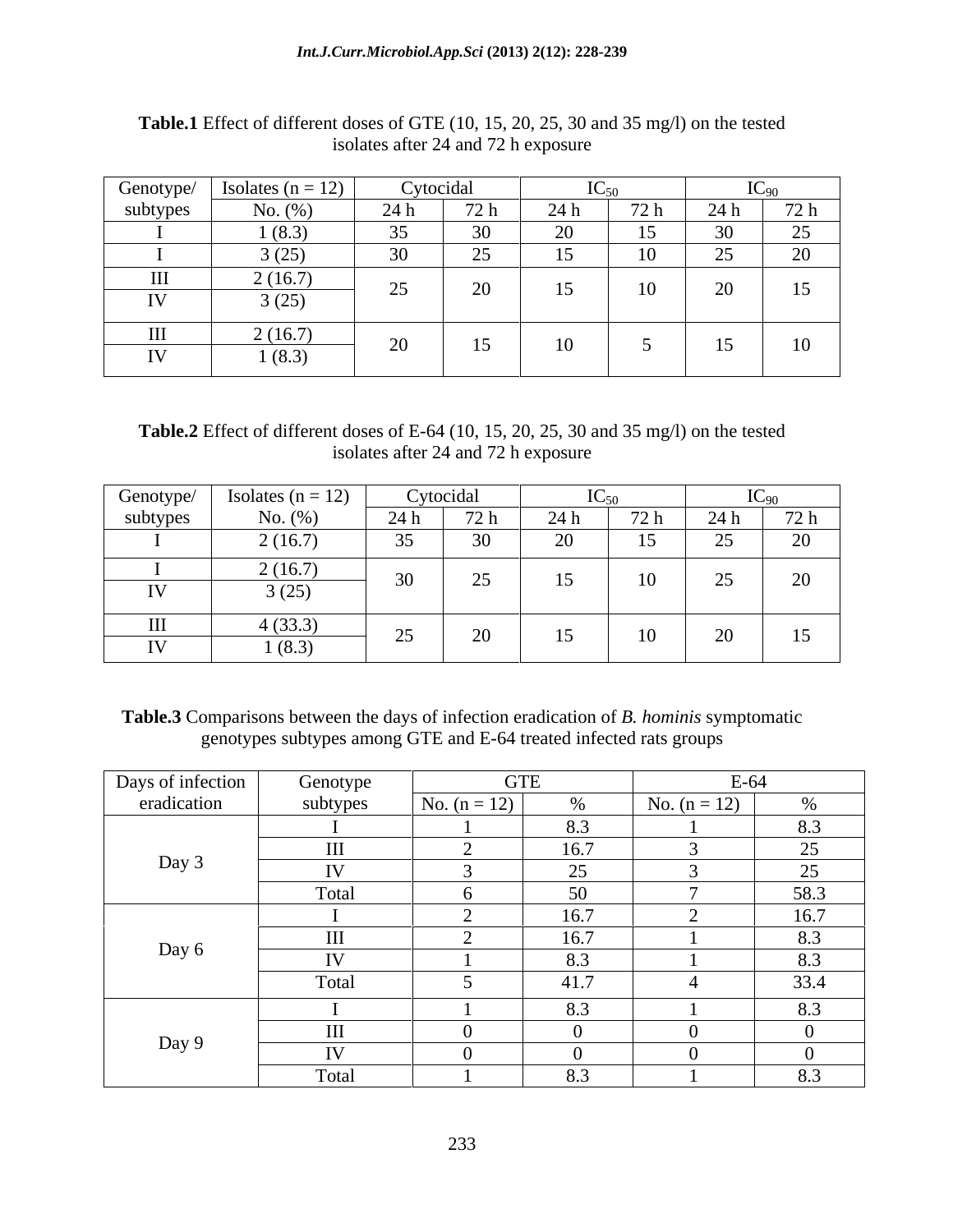**Table.1** Effect of different doses of GTE (10, 15, 20, 25, 30 and 35 mg/l) on the tested isolates after 24 and 72 h exposure

| Genotype/ subtypes | Isolates (n = 12) No. (%) | Cytocidal | | $IC_{50}$ | | $IC_{90}$ | |
|---|---|---|---|---|---|---|---|
| | | 24 h | 72 h | 24 h | 72 h | 24 h | 72 h |
| I | 1 (8.3) | 35 | 30 | 20 | 15 | 30 | 25 |
| I | 3 (25) | 30 | 25 | 15 | 10 | 25 | 20 |
| III | 2 (16.7) | 25 | 20 | 15 | 10 | 20 | 15 |
| IV | 3 (25) | | | | | | |
| III | 2 (16.7) | 20 | 15 | 10 | 5 | 15 | 10 |
| IV | 1 (8.3) | | | | | | |

**Table.2** Effect of different doses of E-64 (10, 15, 20, 25, 30 and 35 mg/l) on the tested isolates after 24 and 72 h exposure

| Genotype/ subtypes | Isolates (n = 12) No. (%) | Cytocidal | | $IC_{50}$ | | $IC_{90}$ | |
|---|---|---|---|---|---|---|---|
| | | 24 h | 72 h | 24 h | 72 h | 24 h | 72 h |
| I | 2 (16.7) | 35 | 30 | 20 | 15 | 25 | 20 |
| I | 2 (16.7) | 30 | 25 | 15 | 10 | 25 | 20 |
| IV | 3 (25) | | | | | | |
| III | 4 (33.3) | 25 | 20 | 15 | 10 | 20 | 15 |
| IV | 1 (8.3) | | | | | | |

**Table.3** Comparisons between the days of infection eradication of *B. hominis* symptomatic genotypes subtypes among GTE and E-64 treated infected rats groups

| Days of infection eradication | Genotype subtypes | GTE | | E-64 | |
|---|---|---|---|---|---|
| | | No. (n = 12) | % | No. (n = 12) | % |
| Day 3 | I | 1 | 8.3 | 1 | 8.3 |
| | III | 2 | 16.7 | 3 | 25 |
| | IV | 3 | 25 | 3 | 25 |
| | Total | 6 | 50 | 7 | 58.3 |
| Day 6 | I | 2 | 16.7 | 2 | 16.7 |
| | III | 2 | 16.7 | 1 | 8.3 |
| | IV | 1 | 8.3 | 1 | 8.3 |
| | Total | 5 | 41.7 | 4 | 33.4 |
| Day 9 | I | 1 | 8.3 | 1 | 8.3 |
| | III | 0 | 0 | 0 | 0 |
| | IV | 0 | 0 | 0 | 0 |
| | Total | 1 | 8.3 | 1 | 8.3 |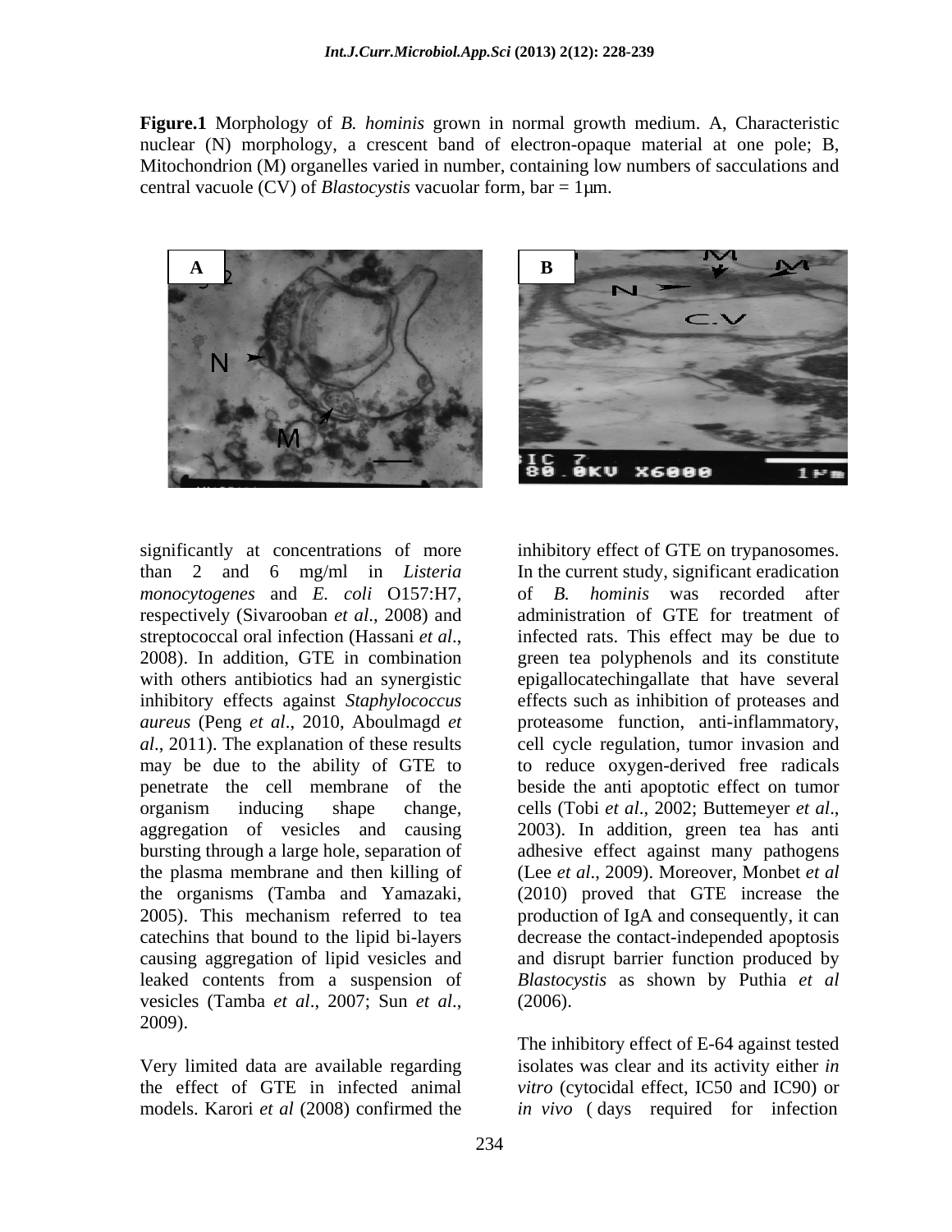**Figure.1** Morphology of *B. hominis* grown in normal growth medium. A, Characteristic nuclear (N) morphology, a crescent band of electron-opaque material at one pole; B, Mitochondrion (M) organelles varied in number, containing low numbers of sacculations and central vacuole (CV) of *Blastocystis* vacuolar form, bar = 1μm.

significantly at concentrations of more than 2 and 6 mg/ml in *Listeria monocytogenes* and *E. coli* O157:H7, respectively (Sivarooban *et al*., 2008) and streptococcal oral infection (Hassani *et al*., 2008). In addition, GTE in combination with others antibiotics had an synergistic inhibitory effects against *Staphylococcus aureus* (Peng *et al*., 2010, Aboulmagd *et al*., 2011). The explanation of these results may be due to the ability of GTE to penetrate the cell membrane of the organism inducing shape change, aggregation of vesicles and causing bursting through a large hole, separation of the plasma membrane and then killing of the organisms (Tamba and Yamazaki, 2005). This mechanism referred to tea catechins that bound to the lipid bi-layers causing aggregation of lipid vesicles and leaked contents from a suspension of vesicles (Tamba *et al*., 2007; Sun *et al*., 2009).

Very limited data are available regarding the effect of GTE in infected animal models. Karori *et al* (2008) confirmed the inhibitory effect of GTE on trypanosomes. In the current study, significant eradication of *B. hominis* was recorded after administration of GTE for treatment of infected rats. This effect may be due to green tea polyphenols and its constitute epigallocatechingallate that have several effects such as inhibition of proteases and proteasome function, anti-inflammatory, cell cycle regulation, tumor invasion and to reduce oxygen-derived free radicals beside the anti apoptotic effect on tumor cells (Tobi *et al*., 2002; Buttemeyer *et al*., 2003). In addition, green tea has anti adhesive effect against many pathogens (Lee *et al*., 2009). Moreover, Monbet *et al* (2010) proved that GTE increase the production of IgA and consequently, it can decrease the contact-independed apoptosis and disrupt barrier function produced by *Blastocystis* as shown by Puthia *et al* (2006).

The inhibitory effect of E-64 against tested isolates was clear and its activity either *in vitro* (cytocidal effect, IC50 and IC90) or *in vivo* ( days required for infection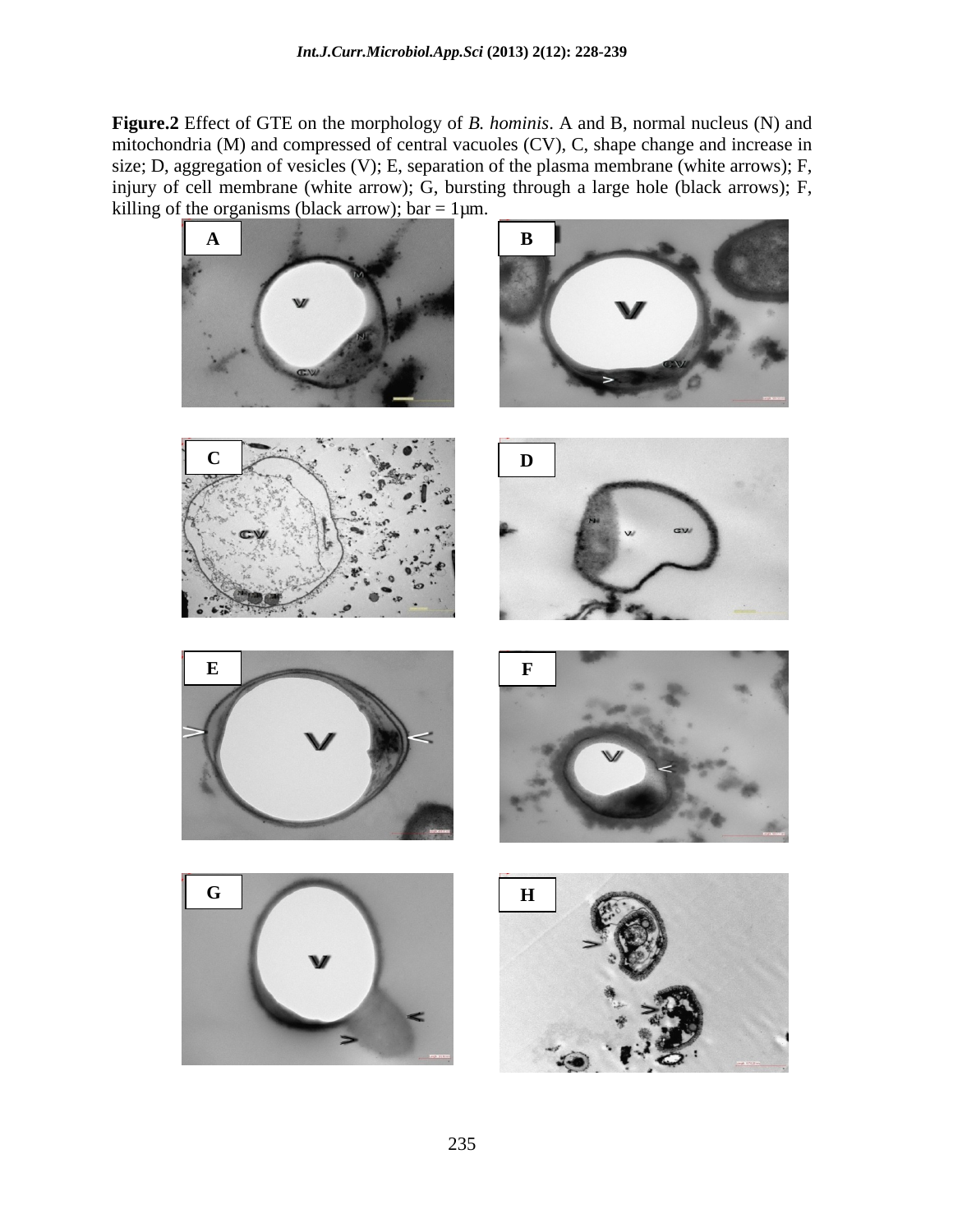**Figure.2** Effect of GTE on the morphology of *B. hominis*. A and B, normal nucleus (N) and mitochondria (M) and compressed of central vacuoles (CV), C, shape change and increase in size; D, aggregation of vesicles (V); E, separation of the plasma membrane (white arrows); F, injury of cell membrane (white arrow); G, bursting through a large hole (black arrows); F, killing of the organisms (black arrow); bar = 1µm.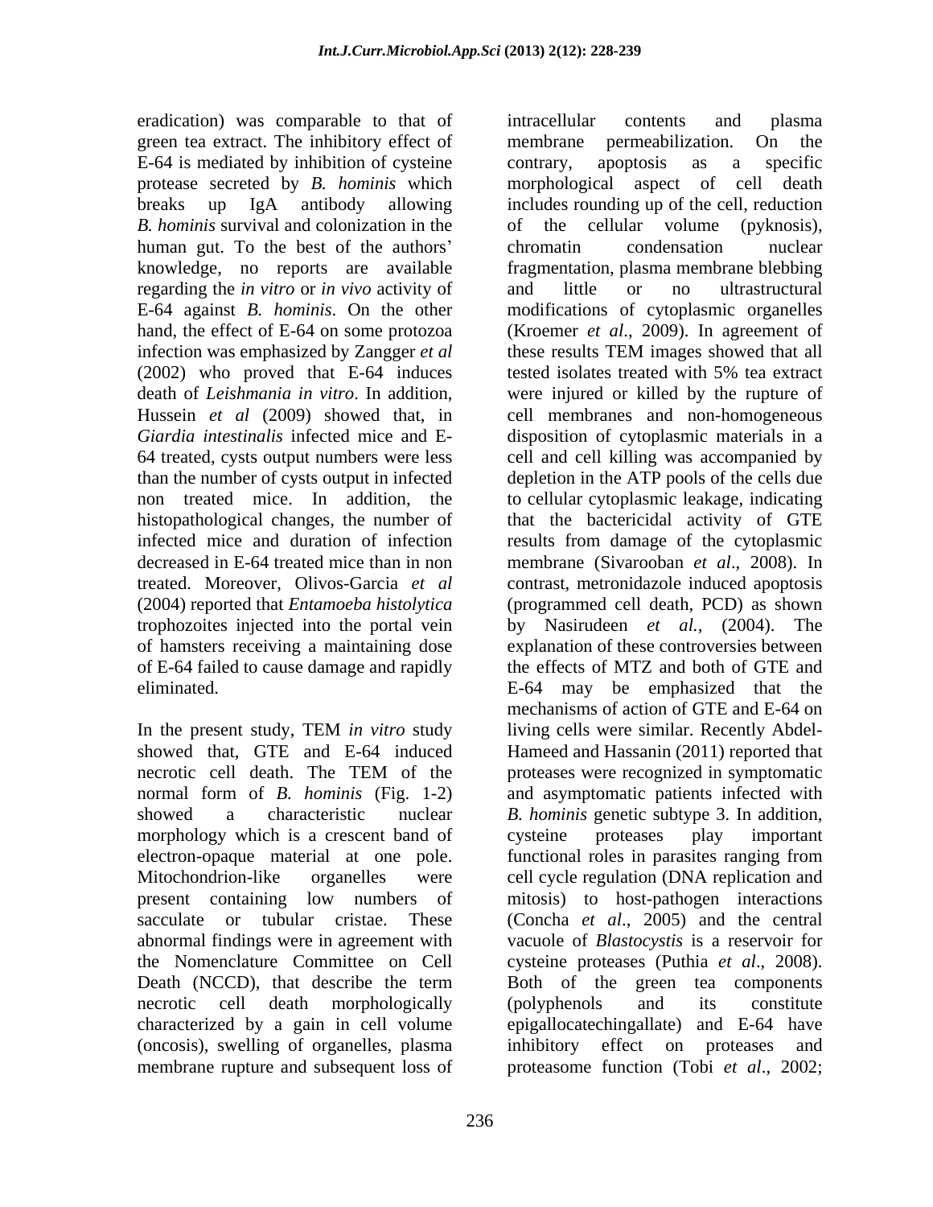eradication) was comparable to that of green tea extract. The inhibitory effect of E-64 is mediated by inhibition of cysteine protease secreted by *B. hominis* which breaks up IgA antibody allowing *B. hominis* survival and colonization in the human gut. To the best of the authors' knowledge, no reports are available regarding the *in vitro* or *in vivo* activity of E-64 against *B. hominis*. On the other hand, the effect of E-64 on some protozoa infection was emphasized by Zangger *et al* (2002) who proved that E-64 induces death of *Leishmania in vitro*. In addition, Hussein *et al* (2009) showed that, in *Giardia intestinalis* infected mice and E-64 treated, cysts output numbers were less than the number of cysts output in infected non treated mice. In addition, the histopathological changes, the number of infected mice and duration of infection decreased in E-64 treated mice than in non treated. Moreover, Olivos-Garcia *et al* (2004) reported that *Entamoeba histolytica* trophozoites injected into the portal vein of hamsters receiving a maintaining dose of E-64 failed to cause damage and rapidly eliminated.

In the present study, TEM *in vitro* study showed that, GTE and E-64 induced necrotic cell death. The TEM of the normal form of *B. hominis* (Fig. 1-2) showed a characteristic nuclear morphology which is a crescent band of electron-opaque material at one pole. Mitochondrion-like organelles were present containing low numbers of sacculate or tubular cristae. These abnormal findings were in agreement with the Nomenclature Committee on Cell Death (NCCD), that describe the term necrotic cell death morphologically characterized by a gain in cell volume (oncosis), swelling of organelles, plasma membrane rupture and subsequent loss of intracellular contents and plasma membrane permeabilization. On the contrary, apoptosis as a specific morphological aspect of cell death includes rounding up of the cell, reduction of the cellular volume (pyknosis), chromatin condensation nuclear fragmentation, plasma membrane blebbing and little or no ultrastructural modifications of cytoplasmic organelles (Kroemer *et al*., 2009). In agreement of these results TEM images showed that all tested isolates treated with 5% tea extract were injured or killed by the rupture of cell membranes and non-homogeneous disposition of cytoplasmic materials in a cell and cell killing was accompanied by depletion in the ATP pools of the cells due to cellular cytoplasmic leakage, indicating that the bactericidal activity of GTE results from damage of the cytoplasmic membrane (Sivarooban *et al*., 2008). In contrast, metronidazole induced apoptosis (programmed cell death, PCD) as shown by Nasirudeen *et al.,* (2004). The explanation of these controversies between the effects of MTZ and both of GTE and E-64 may be emphasized that the mechanisms of action of GTE and E-64 on living cells were similar. Recently Abdel-Hameed and Hassanin (2011) reported that proteases were recognized in symptomatic and asymptomatic patients infected with *B. hominis* genetic subtype 3. In addition, cysteine proteases play important functional roles in parasites ranging from cell cycle regulation (DNA replication and mitosis) to host-pathogen interactions (Concha *et al*., 2005) and the central vacuole of *Blastocystis* is a reservoir for cysteine proteases (Puthia *et al*., 2008). Both of the green tea components (polyphenols and its constitute epigallocatechingallate) and E-64 have inhibitory effect on proteases and proteasome function (Tobi *et al*., 2002;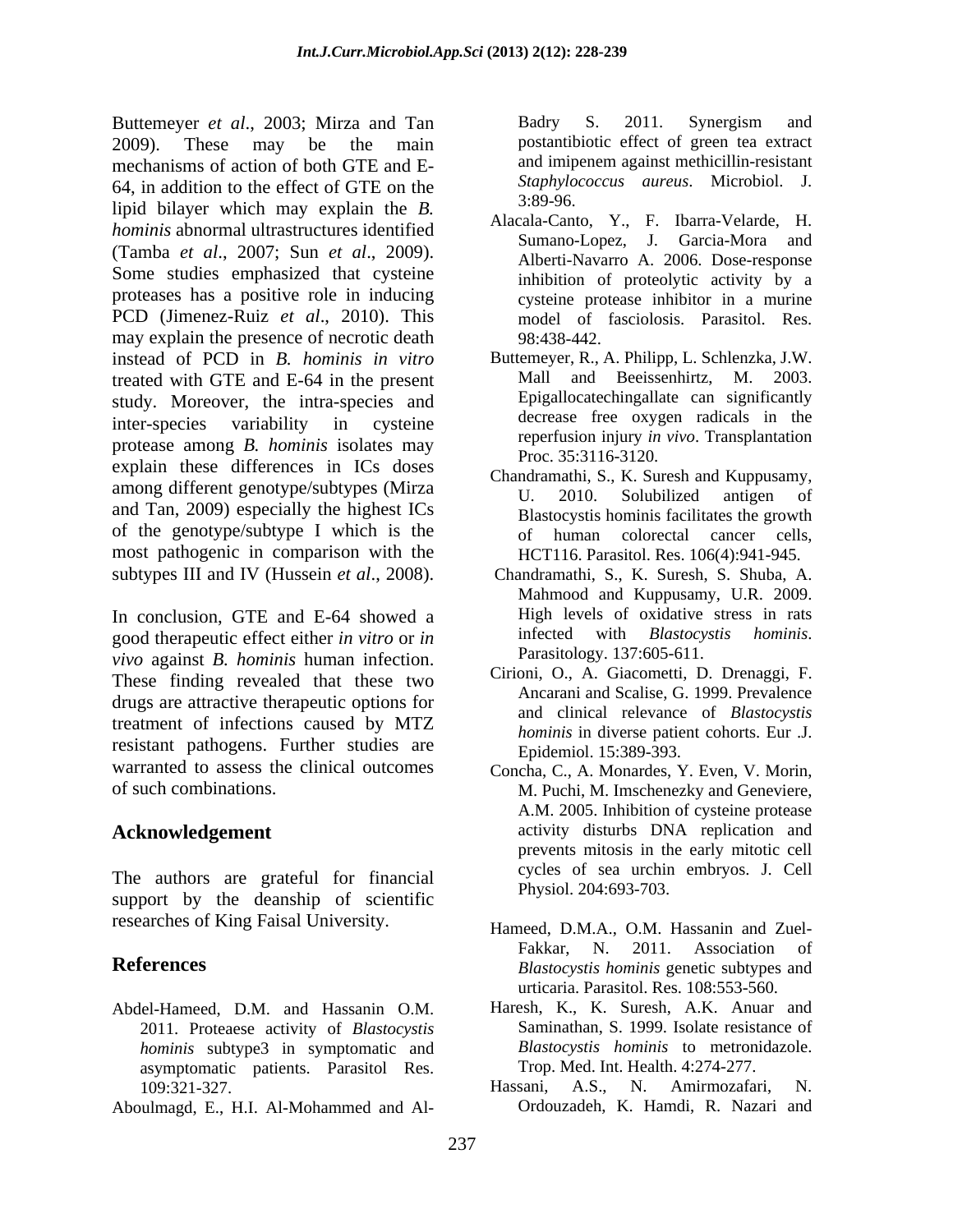Buttemeyer *et al*., 2003; Mirza and Tan 2009). These may be the main mechanisms of action of both GTE and E-64, in addition to the effect of GTE on the lipid bilayer which may explain the *B. hominis* abnormal ultrastructures identified (Tamba *et al*., 2007; Sun *et al*., 2009). Some studies emphasized that cysteine proteases has a positive role in inducing PCD (Jimenez-Ruiz *et al*., 2010). This may explain the presence of necrotic death instead of PCD in *B. hominis in vitro* treated with GTE and E-64 in the present study. Moreover, the intra-species and inter-species variability in cysteine protease among *B. hominis* isolates may explain these differences in ICs doses among different genotype/subtypes (Mirza and Tan, 2009) especially the highest ICs of the genotype/subtype I which is the most pathogenic in comparison with the subtypes III and IV (Hussein *et al*., 2008).

In conclusion, GTE and E-64 showed a good therapeutic effect either *in vitro* or *in vivo* against *B. hominis* human infection. These finding revealed that these two drugs are attractive therapeutic options for treatment of infections caused by MTZ resistant pathogens. Further studies are warranted to assess the clinical outcomes of such combinations.

## Acknowledgement

The authors are grateful for financial support by the deanship of scientific researches of King Faisal University.

## References

Abdel-Hameed, D.M. and Hassanin O.M. 2011. Proteaese activity of *Blastocystis hominis* subtype3 in symptomatic and asymptomatic patients. Parasitol Res. 109:321-327.

Aboulmagd, E., H.I. Al-Mohammed and Al-Badry S. 2011. Synergism and postantibiotic effect of green tea extract and imipenem against methicillin-resistant *Staphylococcus aureus*. Microbiol. J. 3:89-96.

Alacala-Canto, Y., F. Ibarra-Velarde, H. Sumano-Lopez, J. Garcia-Mora and Alberti-Navarro A. 2006. Dose-response inhibition of proteolytic activity by a cysteine protease inhibitor in a murine model of fasciolosis. Parasitol. Res. 98:438-442.

Buttemeyer, R., A. Philipp, L. Schlenzka, J.W. Mall and Beeissenhirtz, M. 2003. Epigallocatechingallate can significantly decrease free oxygen radicals in the reperfusion injury *in vivo*. Transplantation Proc. 35:3116-3120.

Chandramathi, S., K. Suresh and Kuppusamy, U. 2010. Solubilized antigen of Blastocystis hominis facilitates the growth of human colorectal cancer cells, HCT116. Parasitol. Res. 106(4):941-945.

Chandramathi, S., K. Suresh, S. Shuba, A. Mahmood and Kuppusamy, U.R. 2009. High levels of oxidative stress in rats infected with *Blastocystis hominis*. Parasitology. 137:605-611.

Cirioni, O., A. Giacometti, D. Drenaggi, F. Ancarani and Scalise, G. 1999. Prevalence and clinical relevance of *Blastocystis hominis* in diverse patient cohorts. Eur .J. Epidemiol. 15:389-393.

Concha, C., A. Monardes, Y. Even, V. Morin, M. Puchi, M. Imschenezky and Geneviere, A.M. 2005. Inhibition of cysteine protease activity disturbs DNA replication and prevents mitosis in the early mitotic cell cycles of sea urchin embryos. J. Cell Physiol. 204:693-703.

Hameed, D.M.A., O.M. Hassanin and Zuel-Fakkar, N. 2011. Association of *Blastocystis hominis* genetic subtypes and urticaria. Parasitol. Res. 108:553-560.

Haresh, K., K. Suresh, A.K. Anuar and Saminathan, S. 1999. Isolate resistance of *Blastocystis hominis* to metronidazole. Trop. Med. Int. Health. 4:274-277.

Hassani, A.S., N. Amirmozafari, N. Ordouzadeh, K. Hamdi, R. Nazari and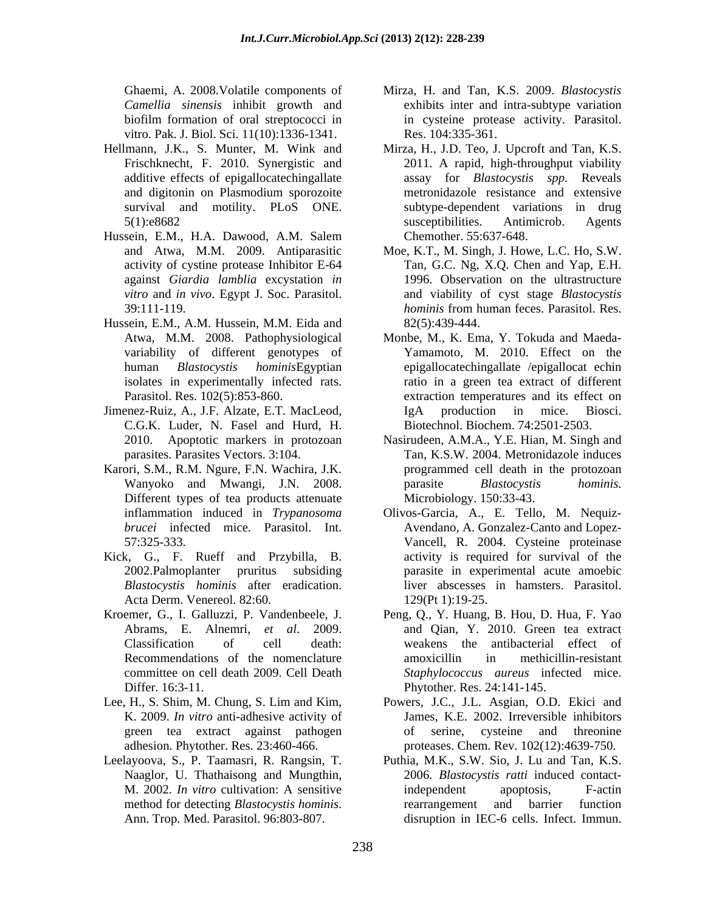Ghaemi, A. 2008.Volatile components of *Camellia sinensis* inhibit growth and biofilm formation of oral streptococci in vitro. Pak. J. Biol. Sci. 11(10):1336-1341.

Hellmann, J.K., S. Munter, M. Wink and Frischknecht, F. 2010. Synergistic and additive effects of epigallocatechingallate and digitonin on Plasmodium sporozoite survival and motility. PLoS ONE. 5(1):e8682

Hussein, E.M., H.A. Dawood, A.M. Salem and Atwa, M.M. 2009. Antiparasitic activity of cystine protease Inhibitor E-64 against *Giardia lamblia* excystation *in vitro* and *in vivo*. Egypt J. Soc. Parasitol. 39:111-119.

Hussein, E.M., A.M. Hussein, M.M. Eida and Atwa, M.M. 2008. Pathophysiological variability of different genotypes of human *Blastocystis hominis*Egyptian isolates in experimentally infected rats. Parasitol. Res. 102(5):853-860.

Jimenez-Ruiz, A., J.F. Alzate, E.T. MacLeod, C.G.K. Luder, N. Fasel and Hurd, H. 2010. Apoptotic markers in protozoan parasites. Parasites Vectors. 3:104.

Karori, S.M., R.M. Ngure, F.N. Wachira, J.K. Wanyoko and Mwangi, J.N. 2008. Different types of tea products attenuate inflammation induced in *Trypanosoma brucei* infected mice. Parasitol. Int. 57:325-333.

Kick, G., F. Rueff and Przybilla, B. 2002.Palmoplanter pruritus subsiding *Blastocystis hominis* after eradication. Acta Derm. Venereol. 82:60.

Kroemer, G., I. Galluzzi, P. Vandenbeele, J. Abrams, E. Alnemri, *et al*. 2009. Classification of cell death: Recommendations of the nomenclature committee on cell death 2009. Cell Death Differ. 16:3-11.

Lee, H., S. Shim, M. Chung, S. Lim and Kim, K. 2009. *In vitro* anti-adhesive activity of green tea extract against pathogen adhesion. Phytother. Res. 23:460-466.

Leelayoova, S., P. Taamasri, R. Rangsin, T. Naaglor, U. Thathaisong and Mungthin, M. 2002. *In vitro* cultivation: A sensitive method for detecting *Blastocystis hominis*. Ann. Trop. Med. Parasitol. 96:803-807.

Mirza, H. and Tan, K.S. 2009. *Blastocystis* exhibits inter and intra-subtype variation in cysteine protease activity. Parasitol. Res. 104:335-361.

Mirza, H., J.D. Teo, J. Upcroft and Tan, K.S. 2011. A rapid, high-throughput viability assay for *Blastocystis spp.* Reveals metronidazole resistance and extensive subtype-dependent variations in drug susceptibilities. Antimicrob. Agents Chemother. 55:637-648.

Moe, K.T., M. Singh, J. Howe, L.C. Ho, S.W. Tan, G.C. Ng, X.Q. Chen and Yap, E.H. 1996. Observation on the ultrastructure and viability of cyst stage *Blastocystis hominis* from human feces. Parasitol. Res. 82(5):439-444.

Monbe, M., K. Ema, Y. Tokuda and Maeda-Yamamoto, M. 2010. Effect on the epigallocatechingallate /epigallocat echin ratio in a green tea extract of different extraction temperatures and its effect on IgA production in mice. Biosci. Biotechnol. Biochem. 74:2501-2503.

Nasirudeen, A.M.A., Y.E. Hian, M. Singh and Tan, K.S.W. 2004. Metronidazole induces programmed cell death in the protozoan parasite *Blastocystis hominis*. Microbiology. 150:33-43.

Olivos-Garcia, A., E. Tello, M. Nequiz-Avendano, A. Gonzalez-Canto and Lopez-Vancell, R. 2004. Cysteine proteinase activity is required for survival of the parasite in experimental acute amoebic liver abscesses in hamsters. Parasitol. 129(Pt 1):19-25.

Peng, Q., Y. Huang, B. Hou, D. Hua, F. Yao and Qian, Y. 2010. Green tea extract weakens the antibacterial effect of amoxicillin in methicillin-resistant *Staphylococcus aureus* infected mice. Phytother. Res. 24:141-145.

Powers, J.C., J.L. Asgian, O.D. Ekici and James, K.E. 2002. Irreversible inhibitors of serine, cysteine and threonine proteases. Chem. Rev. 102(12):4639-750.

Puthia, M.K., S.W. Sio, J. Lu and Tan, K.S. 2006. *Blastocystis ratti* induced contact-independent apoptosis, F-actin rearrangement and barrier function disruption in IEC-6 cells. Infect. Immun.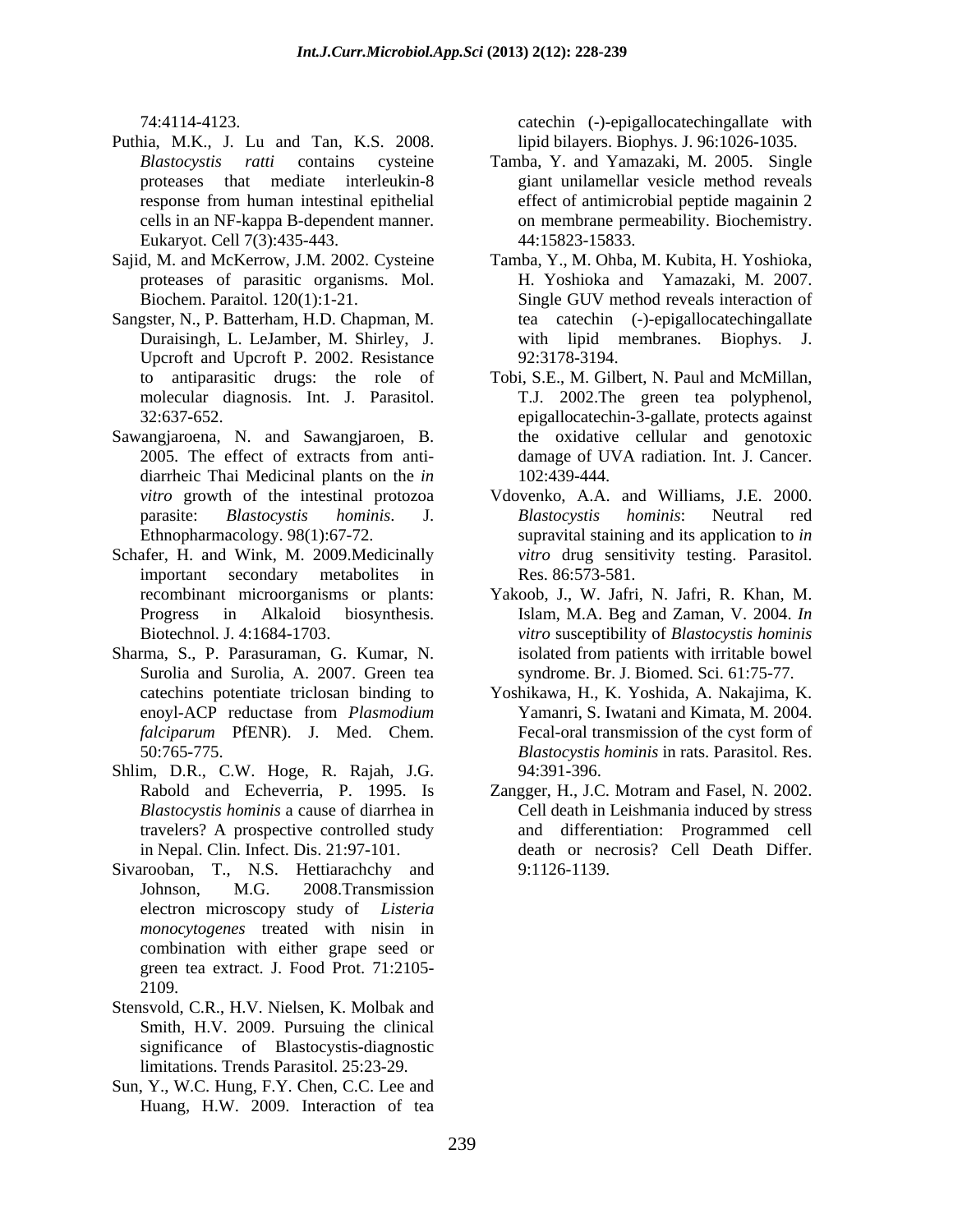74:4114-4123.

Puthia, M.K., J. Lu and Tan, K.S. 2008. *Blastocystis ratti* contains cysteine proteases that mediate interleukin-8 response from human intestinal epithelial cells in an NF-kappa B-dependent manner. Eukaryot. Cell 7(3):435-443.

Sajid, M. and McKerrow, J.M. 2002. Cysteine proteases of parasitic organisms. Mol. Biochem. Paraitol. 120(1):1-21.

Sangster, N., P. Batterham, H.D. Chapman, M. Duraisingh, L. LeJamber, M. Shirley, J. Upcroft and Upcroft P. 2002. Resistance to antiparasitic drugs: the role of molecular diagnosis. Int. J. Parasitol. 32:637-652.

Sawangjaroena, N. and Sawangjaroen, B. 2005. The effect of extracts from anti-diarrheic Thai Medicinal plants on the *in vitro* growth of the intestinal protozoa parasite: *Blastocystis hominis*. J. Ethnopharmacology. 98(1):67-72.

Schafer, H. and Wink, M. 2009.Medicinally important secondary metabolites in recombinant microorganisms or plants: Progress in Alkaloid biosynthesis. Biotechnol. J. 4:1684-1703.

Sharma, S., P. Parasuraman, G. Kumar, N. Surolia and Surolia, A. 2007. Green tea catechins potentiate triclosan binding to enoyl-ACP reductase from *Plasmodium falciparum* PfENR). J. Med. Chem. 50:765-775.

Shlim, D.R., C.W. Hoge, R. Rajah, J.G. Rabold and Echeverria, P. 1995. Is *Blastocystis hominis* a cause of diarrhea in travelers? A prospective controlled study in Nepal. Clin. Infect. Dis. 21:97-101.

Sivarooban, T., N.S. Hettiarachchy and Johnson, M.G. 2008.Transmission electron microscopy study of *Listeria monocytogenes* treated with nisin in combination with either grape seed or green tea extract. J. Food Prot. 71:2105-2109.

Stensvold, C.R., H.V. Nielsen, K. Molbak and Smith, H.V. 2009. Pursuing the clinical significance of Blastocystis-diagnostic limitations. Trends Parasitol. 25:23-29.

Sun, Y., W.C. Hung, F.Y. Chen, C.C. Lee and Huang, H.W. 2009. Interaction of tea catechin (-)-epigallocatechingallate with lipid bilayers. Biophys. J. 96:1026-1035.

Tamba, Y. and Yamazaki, M. 2005. Single giant unilamellar vesicle method reveals effect of antimicrobial peptide magainin 2 on membrane permeability. Biochemistry. 44:15823-15833.

Tamba, Y., M. Ohba, M. Kubita, H. Yoshioka, H. Yoshioka and Yamazaki, M. 2007. Single GUV method reveals interaction of tea catechin (-)-epigallocatechingallate with lipid membranes. Biophys. J. 92:3178-3194.

Tobi, S.E., M. Gilbert, N. Paul and McMillan, T.J. 2002.The green tea polyphenol, epigallocatechin-3-gallate, protects against the oxidative cellular and genotoxic damage of UVA radiation. Int. J. Cancer. 102:439-444.

Vdovenko, A.A. and Williams, J.E. 2000. *Blastocystis hominis*: Neutral red supravital staining and its application to *in vitro* drug sensitivity testing. Parasitol. Res. 86:573-581.

Yakoob, J., W. Jafri, N. Jafri, R. Khan, M. Islam, M.A. Beg and Zaman, V. 2004. *In vitro* susceptibility of *Blastocystis hominis* isolated from patients with irritable bowel syndrome. Br. J. Biomed. Sci. 61:75-77.

Yoshikawa, H., K. Yoshida, A. Nakajima, K. Yamanri, S. Iwatani and Kimata, M. 2004. Fecal-oral transmission of the cyst form of *Blastocystis hominis* in rats. Parasitol. Res. 94:391-396.

Zangger, H., J.C. Motram and Fasel, N. 2002. Cell death in Leishmania induced by stress and differentiation: Programmed cell death or necrosis? Cell Death Differ. 9:1126-1139.